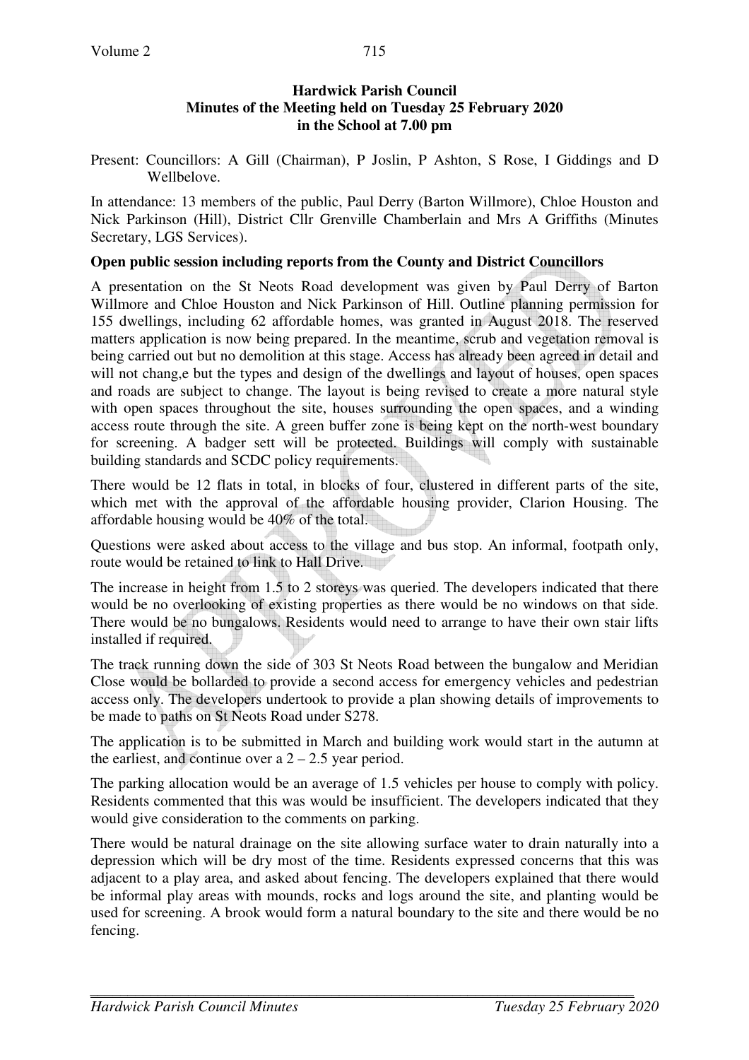**Hardwick Parish Council**
**Minutes of the Meeting held on Tuesday 25 February 2020**
**in the School at 7.00 pm**

Present: Councillors: A Gill (Chairman), P Joslin, P Ashton, S Rose, I Giddings and D Wellbelove.

In attendance: 13 members of the public, Paul Derry (Barton Willmore), Chloe Houston and Nick Parkinson (Hill), District Cllr Grenville Chamberlain and Mrs A Griffiths (Minutes Secretary, LGS Services).

**Open public session including reports from the County and District Councillors**

A presentation on the St Neots Road development was given by Paul Derry of Barton Willmore and Chloe Houston and Nick Parkinson of Hill. Outline planning permission for 155 dwellings, including 62 affordable homes, was granted in August 2018. The reserved matters application is now being prepared. In the meantime, scrub and vegetation removal is being carried out but no demolition at this stage. Access has already been agreed in detail and will not chang,e but the types and design of the dwellings and layout of houses, open spaces and roads are subject to change. The layout is being revised to create a more natural style with open spaces throughout the site, houses surrounding the open spaces, and a winding access route through the site. A green buffer zone is being kept on the north-west boundary for screening. A badger sett will be protected. Buildings will comply with sustainable building standards and SCDC policy requirements.

There would be 12 flats in total, in blocks of four, clustered in different parts of the site, which met with the approval of the affordable housing provider, Clarion Housing. The affordable housing would be 40% of the total.

Questions were asked about access to the village and bus stop. An informal, footpath only, route would be retained to link to Hall Drive.

The increase in height from 1.5 to 2 storeys was queried. The developers indicated that there would be no overlooking of existing properties as there would be no windows on that side. There would be no bungalows. Residents would need to arrange to have their own stair lifts installed if required.

The track running down the side of 303 St Neots Road between the bungalow and Meridian Close would be bollarded to provide a second access for emergency vehicles and pedestrian access only. The developers undertook to provide a plan showing details of improvements to be made to paths on St Neots Road under S278.

The application is to be submitted in March and building work would start in the autumn at the earliest, and continue over a 2 – 2.5 year period.

The parking allocation would be an average of 1.5 vehicles per house to comply with policy. Residents commented that this was would be insufficient. The developers indicated that they would give consideration to the comments on parking.

There would be natural drainage on the site allowing surface water to drain naturally into a depression which will be dry most of the time. Residents expressed concerns that this was adjacent to a play area, and asked about fencing. The developers explained that there would be informal play areas with mounds, rocks and logs around the site, and planting would be used for screening. A brook would form a natural boundary to the site and there would be no fencing.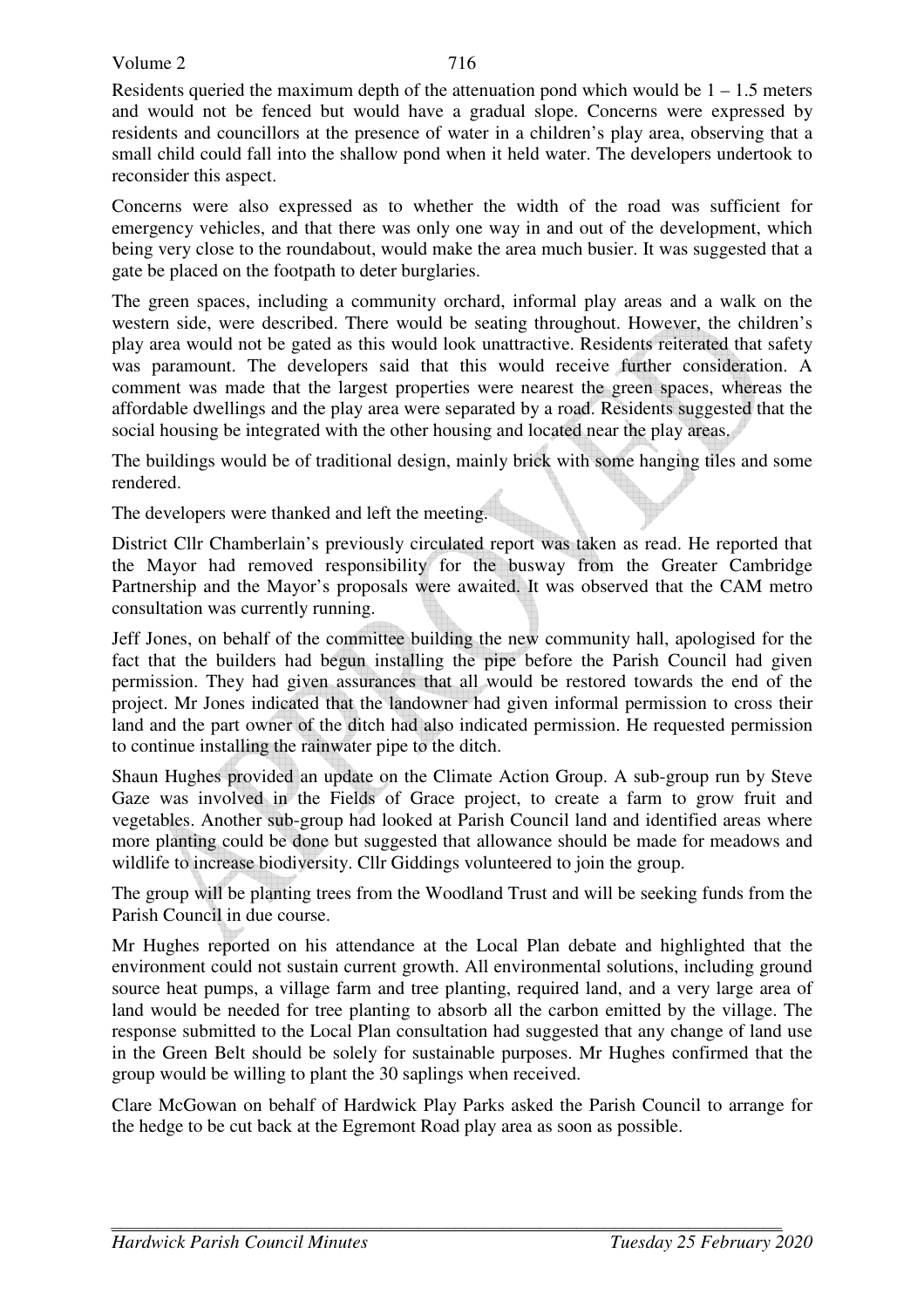Residents queried the maximum depth of the attenuation pond which would be 1 – 1.5 meters and would not be fenced but would have a gradual slope. Concerns were expressed by residents and councillors at the presence of water in a children's play area, observing that a small child could fall into the shallow pond when it held water. The developers undertook to reconsider this aspect.

Concerns were also expressed as to whether the width of the road was sufficient for emergency vehicles, and that there was only one way in and out of the development, which being very close to the roundabout, would make the area much busier. It was suggested that a gate be placed on the footpath to deter burglaries.

The green spaces, including a community orchard, informal play areas and a walk on the western side, were described. There would be seating throughout. However, the children's play area would not be gated as this would look unattractive. Residents reiterated that safety was paramount. The developers said that this would receive further consideration. A comment was made that the largest properties were nearest the green spaces, whereas the affordable dwellings and the play area were separated by a road. Residents suggested that the social housing be integrated with the other housing and located near the play areas.

The buildings would be of traditional design, mainly brick with some hanging tiles and some rendered.

The developers were thanked and left the meeting.

District Cllr Chamberlain's previously circulated report was taken as read. He reported that the Mayor had removed responsibility for the busway from the Greater Cambridge Partnership and the Mayor's proposals were awaited. It was observed that the CAM metro consultation was currently running.

Jeff Jones, on behalf of the committee building the new community hall, apologised for the fact that the builders had begun installing the pipe before the Parish Council had given permission. They had given assurances that all would be restored towards the end of the project. Mr Jones indicated that the landowner had given informal permission to cross their land and the part owner of the ditch had also indicated permission. He requested permission to continue installing the rainwater pipe to the ditch.

Shaun Hughes provided an update on the Climate Action Group. A sub-group run by Steve Gaze was involved in the Fields of Grace project, to create a farm to grow fruit and vegetables. Another sub-group had looked at Parish Council land and identified areas where more planting could be done but suggested that allowance should be made for meadows and wildlife to increase biodiversity. Cllr Giddings volunteered to join the group.

The group will be planting trees from the Woodland Trust and will be seeking funds from the Parish Council in due course.

Mr Hughes reported on his attendance at the Local Plan debate and highlighted that the environment could not sustain current growth. All environmental solutions, including ground source heat pumps, a village farm and tree planting, required land, and a very large area of land would be needed for tree planting to absorb all the carbon emitted by the village. The response submitted to the Local Plan consultation had suggested that any change of land use in the Green Belt should be solely for sustainable purposes. Mr Hughes confirmed that the group would be willing to plant the 30 saplings when received.

Clare McGowan on behalf of Hardwick Play Parks asked the Parish Council to arrange for the hedge to be cut back at the Egremont Road play area as soon as possible.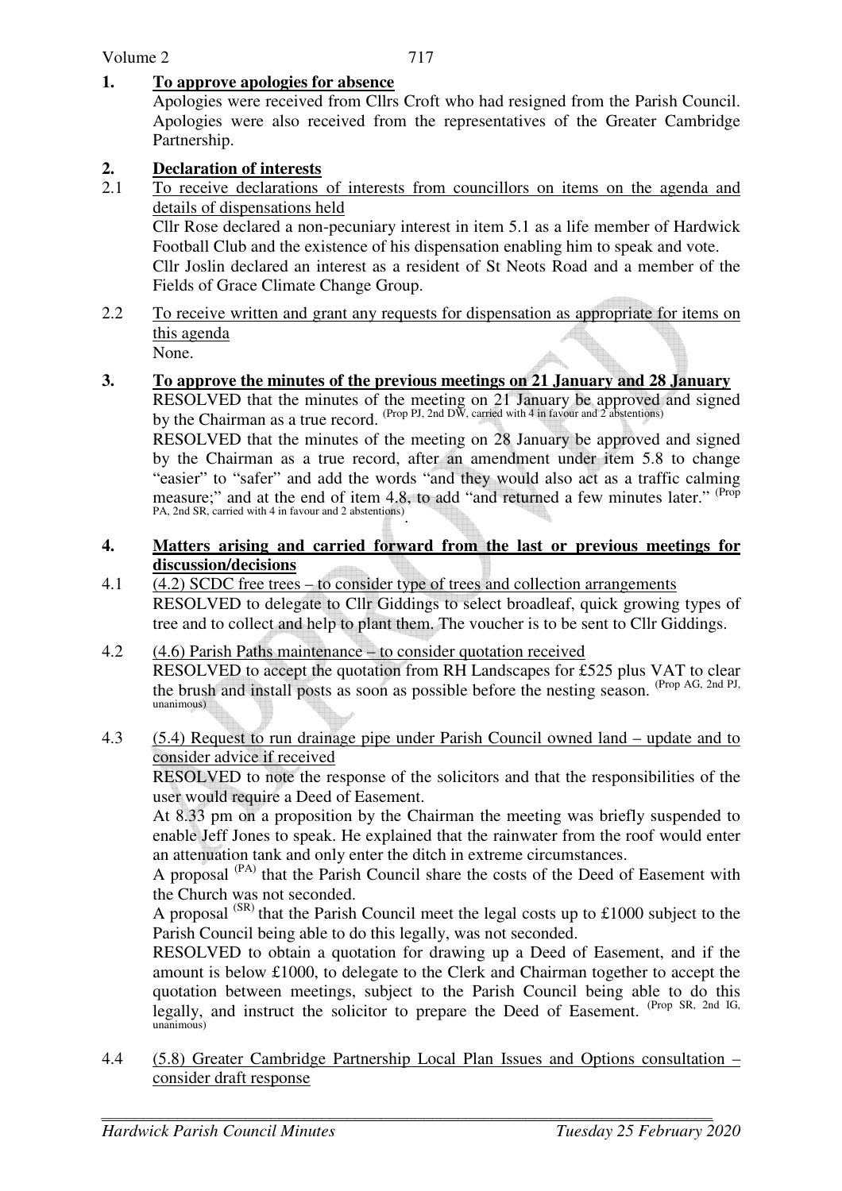**1. To approve apologies for absence**

Apologies were received from Cllrs Croft who had resigned from the Parish Council. Apologies were also received from the representatives of the Greater Cambridge Partnership.

**2. Declaration of interests**

2.1 To receive declarations of interests from councillors on items on the agenda and details of dispensations held

Cllr Rose declared a non-pecuniary interest in item 5.1 as a life member of Hardwick Football Club and the existence of his dispensation enabling him to speak and vote.
Cllr Joslin declared an interest as a resident of St Neots Road and a member of the Fields of Grace Climate Change Group.

2.2 To receive written and grant any requests for dispensation as appropriate for items on this agenda

None.

**3. To approve the minutes of the previous meetings on 21 January and 28 January**

RESOLVED that the minutes of the meeting on 21 January be approved and signed by the Chairman as a true record. (Prop PJ, 2nd DW, carried with 4 in favour and 2 abstentions)

RESOLVED that the minutes of the meeting on 28 January be approved and signed by the Chairman as a true record, after an amendment under item 5.8 to change "easier" to "safer" and add the words "and they would also act as a traffic calming measure;" and at the end of item 4.8, to add "and returned a few minutes later." (Prop PA, 2nd SR, carried with 4 in favour and 2 abstentions).

**4. Matters arising and carried forward from the last or previous meetings for discussion/decisions**

4.1 (4.2) SCDC free trees – to consider type of trees and collection arrangements

RESOLVED to delegate to Cllr Giddings to select broadleaf, quick growing types of tree and to collect and help to plant them. The voucher is to be sent to Cllr Giddings.

4.2 (4.6) Parish Paths maintenance – to consider quotation received

RESOLVED to accept the quotation from RH Landscapes for £525 plus VAT to clear the brush and install posts as soon as possible before the nesting season. (Prop AG, 2nd PJ, unanimous)

4.3 (5.4) Request to run drainage pipe under Parish Council owned land – update and to consider advice if received

RESOLVED to note the response of the solicitors and that the responsibilities of the user would require a Deed of Easement.

At 8.33 pm on a proposition by the Chairman the meeting was briefly suspended to enable Jeff Jones to speak. He explained that the rainwater from the roof would enter an attenuation tank and only enter the ditch in extreme circumstances.

A proposal (PA) that the Parish Council share the costs of the Deed of Easement with the Church was not seconded.

A proposal (SR) that the Parish Council meet the legal costs up to £1000 subject to the Parish Council being able to do this legally, was not seconded.

RESOLVED to obtain a quotation for drawing up a Deed of Easement, and if the amount is below £1000, to delegate to the Clerk and Chairman together to accept the quotation between meetings, subject to the Parish Council being able to do this legally, and instruct the solicitor to prepare the Deed of Easement. (Prop SR, 2nd IG, unanimous)

4.4 (5.8) Greater Cambridge Partnership Local Plan Issues and Options consultation – consider draft response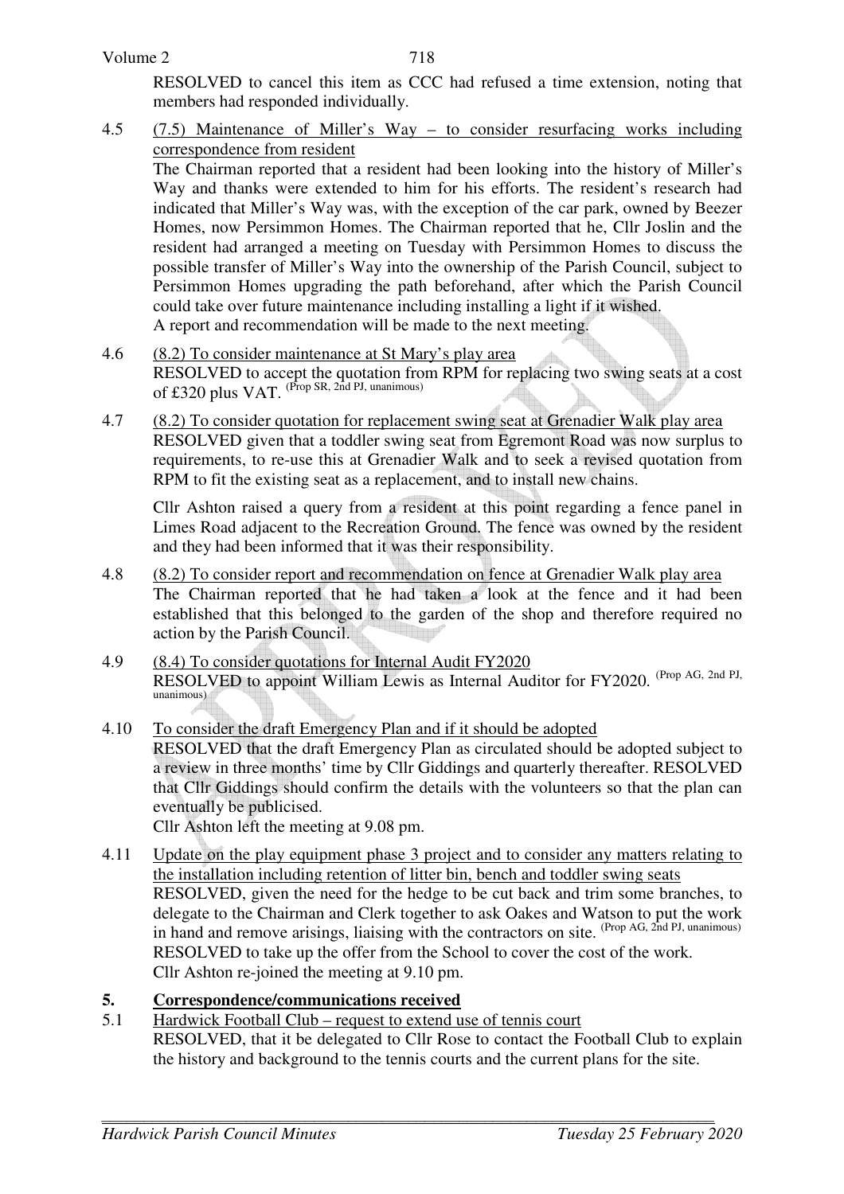RESOLVED to cancel this item as CCC had refused a time extension, noting that members had responded individually.

4.5 (7.5) Maintenance of Miller's Way – to consider resurfacing works including correspondence from resident

The Chairman reported that a resident had been looking into the history of Miller's Way and thanks were extended to him for his efforts. The resident's research had indicated that Miller's Way was, with the exception of the car park, owned by Beezer Homes, now Persimmon Homes. The Chairman reported that he, Cllr Joslin and the resident had arranged a meeting on Tuesday with Persimmon Homes to discuss the possible transfer of Miller's Way into the ownership of the Parish Council, subject to Persimmon Homes upgrading the path beforehand, after which the Parish Council could take over future maintenance including installing a light if it wished.

A report and recommendation will be made to the next meeting.

4.6 (8.2) To consider maintenance at St Mary's play area

RESOLVED to accept the quotation from RPM for replacing two swing seats at a cost of £320 plus VAT. (Prop SR, 2nd PJ, unanimous)

4.7 (8.2) To consider quotation for replacement swing seat at Grenadier Walk play area

RESOLVED given that a toddler swing seat from Egremont Road was now surplus to requirements, to re-use this at Grenadier Walk and to seek a revised quotation from RPM to fit the existing seat as a replacement, and to install new chains.

Cllr Ashton raised a query from a resident at this point regarding a fence panel in Limes Road adjacent to the Recreation Ground. The fence was owned by the resident and they had been informed that it was their responsibility.

4.8 (8.2) To consider report and recommendation on fence at Grenadier Walk play area

The Chairman reported that he had taken a look at the fence and it had been established that this belonged to the garden of the shop and therefore required no action by the Parish Council.

4.9 (8.4) To consider quotations for Internal Audit FY2020

RESOLVED to appoint William Lewis as Internal Auditor for FY2020. (Prop AG, 2nd PJ, unanimous)

4.10 To consider the draft Emergency Plan and if it should be adopted

RESOLVED that the draft Emergency Plan as circulated should be adopted subject to a review in three months' time by Cllr Giddings and quarterly thereafter. RESOLVED that Cllr Giddings should confirm the details with the volunteers so that the plan can eventually be publicised.

Cllr Ashton left the meeting at 9.08 pm.

4.11 Update on the play equipment phase 3 project and to consider any matters relating to the installation including retention of litter bin, bench and toddler swing seats

RESOLVED, given the need for the hedge to be cut back and trim some branches, to delegate to the Chairman and Clerk together to ask Oakes and Watson to put the work in hand and remove arisings, liaising with the contractors on site. (Prop AG, 2nd PJ, unanimous)

RESOLVED to take up the offer from the School to cover the cost of the work.

Cllr Ashton re-joined the meeting at 9.10 pm.

## 5. Correspondence/communications received

5.1 Hardwick Football Club – request to extend use of tennis court

RESOLVED, that it be delegated to Cllr Rose to contact the Football Club to explain the history and background to the tennis courts and the current plans for the site.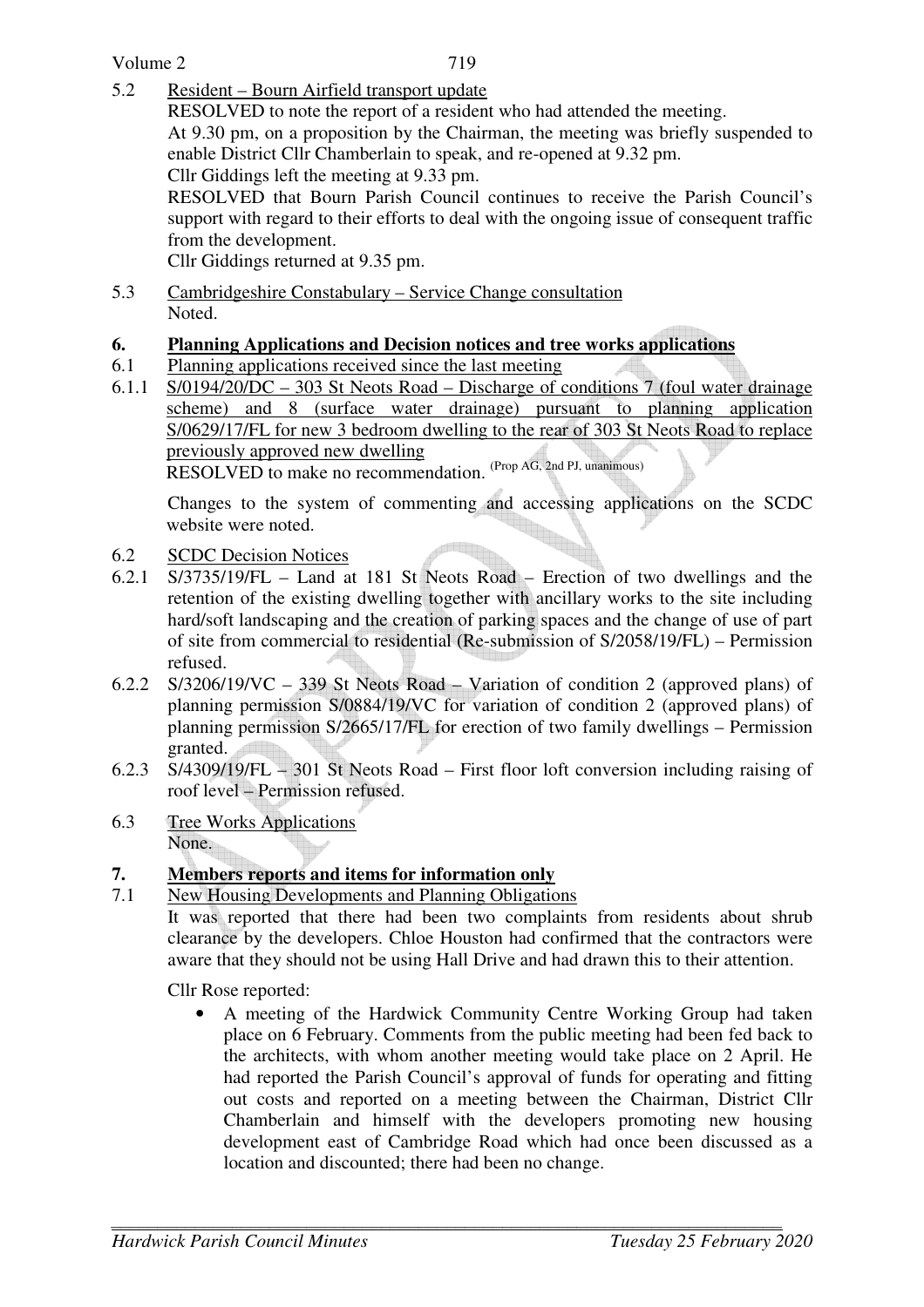5.2 Resident – Bourn Airfield transport update

RESOLVED to note the report of a resident who had attended the meeting.

At 9.30 pm, on a proposition by the Chairman, the meeting was briefly suspended to enable District Cllr Chamberlain to speak, and re-opened at 9.32 pm.

Cllr Giddings left the meeting at 9.33 pm.

RESOLVED that Bourn Parish Council continues to receive the Parish Council's support with regard to their efforts to deal with the ongoing issue of consequent traffic from the development.

Cllr Giddings returned at 9.35 pm.

5.3 Cambridgeshire Constabulary – Service Change consultation

Noted.

## 6. Planning Applications and Decision notices and tree works applications

6.1 Planning applications received since the last meeting

6.1.1 S/0194/20/DC – 303 St Neots Road – Discharge of conditions 7 (foul water drainage scheme) and 8 (surface water drainage) pursuant to planning application S/0629/17/FL for new 3 bedroom dwelling to the rear of 303 St Neots Road to replace previously approved new dwelling

RESOLVED to make no recommendation. (Prop AG, 2nd PJ, unanimous)

Changes to the system of commenting and accessing applications on the SCDC website were noted.

6.2 SCDC Decision Notices

6.2.1 S/3735/19/FL – Land at 181 St Neots Road – Erection of two dwellings and the retention of the existing dwelling together with ancillary works to the site including hard/soft landscaping and the creation of parking spaces and the change of use of part of site from commercial to residential (Re-submission of S/2058/19/FL) – Permission refused.

6.2.2 S/3206/19/VC – 339 St Neots Road – Variation of condition 2 (approved plans) of planning permission S/0884/19/VC for variation of condition 2 (approved plans) of planning permission S/2665/17/FL for erection of two family dwellings – Permission granted.

6.2.3 S/4309/19/FL – 301 St Neots Road – First floor loft conversion including raising of roof level – Permission refused.

6.3 Tree Works Applications

None.

## 7. Members reports and items for information only

7.1 New Housing Developments and Planning Obligations

It was reported that there had been two complaints from residents about shrub clearance by the developers. Chloe Houston had confirmed that the contractors were aware that they should not be using Hall Drive and had drawn this to their attention.

Cllr Rose reported:

- A meeting of the Hardwick Community Centre Working Group had taken place on 6 February. Comments from the public meeting had been fed back to the architects, with whom another meeting would take place on 2 April. He had reported the Parish Council's approval of funds for operating and fitting out costs and reported on a meeting between the Chairman, District Cllr Chamberlain and himself with the developers promoting new housing development east of Cambridge Road which had once been discussed as a location and discounted; there had been no change.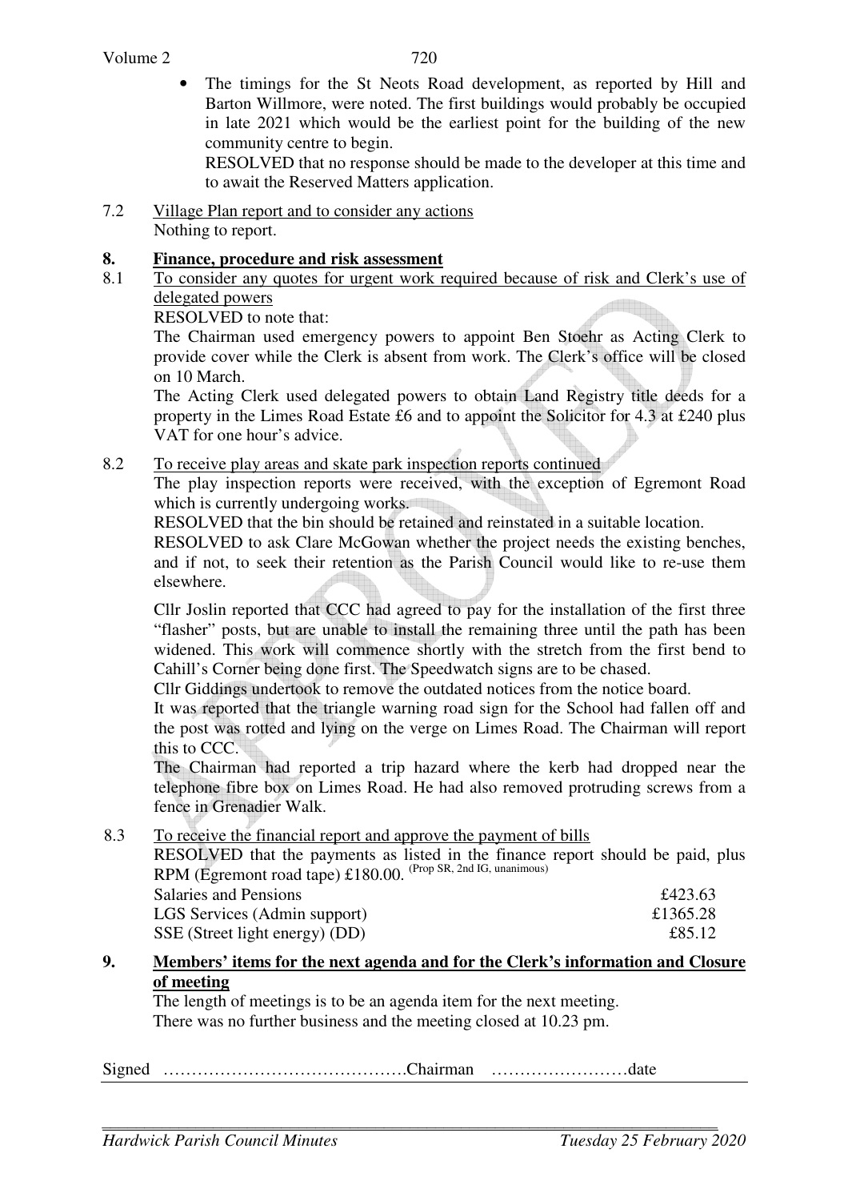- The timings for the St Neots Road development, as reported by Hill and Barton Willmore, were noted. The first buildings would probably be occupied in late 2021 which would be the earliest point for the building of the new community centre to begin.
  RESOLVED that no response should be made to the developer at this time and to await the Reserved Matters application.

7.2 Village Plan report and to consider any actions
Nothing to report.

## 8. Finance, procedure and risk assessment

8.1 To consider any quotes for urgent work required because of risk and Clerk's use of delegated powers

RESOLVED to note that:

The Chairman used emergency powers to appoint Ben Stoehr as Acting Clerk to provide cover while the Clerk is absent from work. The Clerk's office will be closed on 10 March.

The Acting Clerk used delegated powers to obtain Land Registry title deeds for a property in the Limes Road Estate £6 and to appoint the Solicitor for 4.3 at £240 plus VAT for one hour's advice.

8.2 To receive play areas and skate park inspection reports continued

The play inspection reports were received, with the exception of Egremont Road which is currently undergoing works.

RESOLVED that the bin should be retained and reinstated in a suitable location.

RESOLVED to ask Clare McGowan whether the project needs the existing benches, and if not, to seek their retention as the Parish Council would like to re-use them elsewhere.

Cllr Joslin reported that CCC had agreed to pay for the installation of the first three "flasher" posts, but are unable to install the remaining three until the path has been widened. This work will commence shortly with the stretch from the first bend to Cahill's Corner being done first. The Speedwatch signs are to be chased.

Cllr Giddings undertook to remove the outdated notices from the notice board.

It was reported that the triangle warning road sign for the School had fallen off and the post was rotted and lying on the verge on Limes Road. The Chairman will report this to CCC.

The Chairman had reported a trip hazard where the kerb had dropped near the telephone fibre box on Limes Road. He had also removed protruding screws from a fence in Grenadier Walk.

8.3 To receive the financial report and approve the payment of bills

RESOLVED that the payments as listed in the finance report should be paid, plus RPM (Egremont road tape) £180.00. (Prop SR, 2nd IG, unanimous)

| | |
|---|---|
| Salaries and Pensions | £423.63 |
| LGS Services (Admin support) | £1365.28 |
| SSE (Street light energy) (DD) | £85.12 |

## 9. Members' items for the next agenda and for the Clerk's information and Closure of meeting

The length of meetings is to be an agenda item for the next meeting.

There was no further business and the meeting closed at 10.23 pm.

Signed …………………………………….Chairman ……………………date